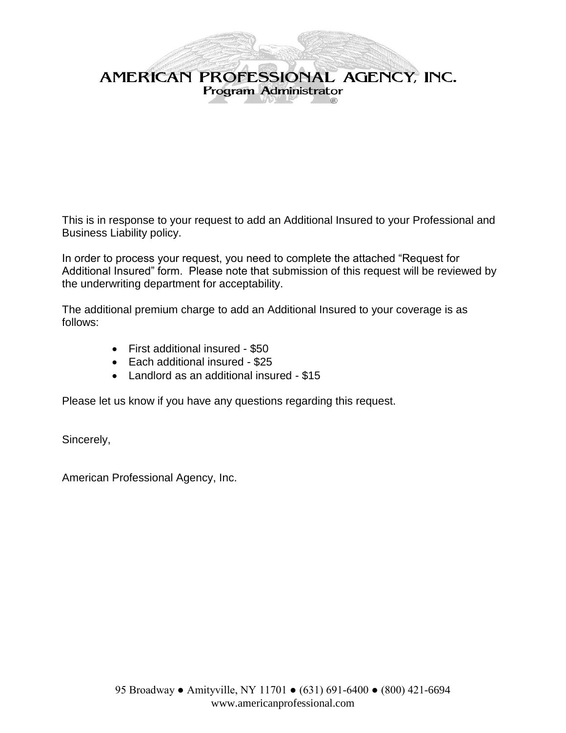# AMERICAN PROFESSIONAL AGENCY, INC.

Program Administrator

This is in response to your request to add an Additional Insured to your Professional and Business Liability policy.

In order to process your request, you need to complete the attached "Request for Additional Insured" form. Please note that submission of this request will be reviewed by the underwriting department for acceptability.

The additional premium charge to add an Additional Insured to your coverage is as follows:

- First additional insured - $50
- Each additional insured - $25
- Landlord as an additional insured - $15

Please let us know if you have any questions regarding this request.

Sincerely,

American Professional Agency, Inc.

95 Broadway ● Amityville, NY 11701 ● (631) 691-6400 ● (800) 421-6694
www.americanprofessional.com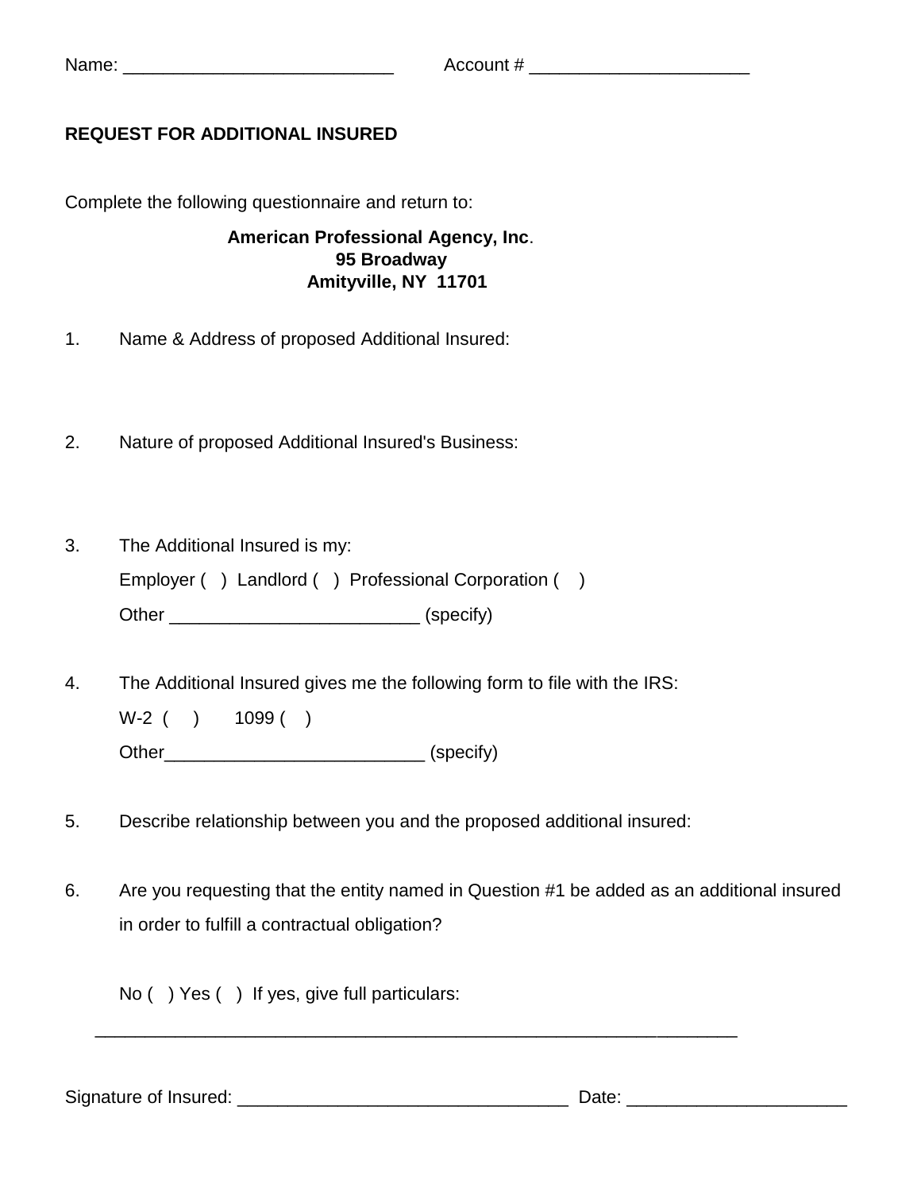Name: __________________________ Account # _____________________

**REQUEST FOR ADDITIONAL INSURED**

Complete the following questionnaire and return to:

**American Professional Agency, Inc.**
**95 Broadway**
**Amityville, NY 11701**

1. Name & Address of proposed Additional Insured:

2. Nature of proposed Additional Insured's Business:

3. The Additional Insured is my:

   Employer ( ) Landlord ( ) Professional Corporation ( )

   Other ________________________ (specify)

4. The Additional Insured gives me the following form to file with the IRS:

   W-2 ( ) 1099 ( )

   Other_________________________ (specify)

5. Describe relationship between you and the proposed additional insured:

6. Are you requesting that the entity named in Question #1 be added as an additional insured in order to fulfill a contractual obligation?

   No ( ) Yes ( ) If yes, give full particulars:

   _______________________________________________________________

Signature of Insured: _________________________________ Date: _____________________